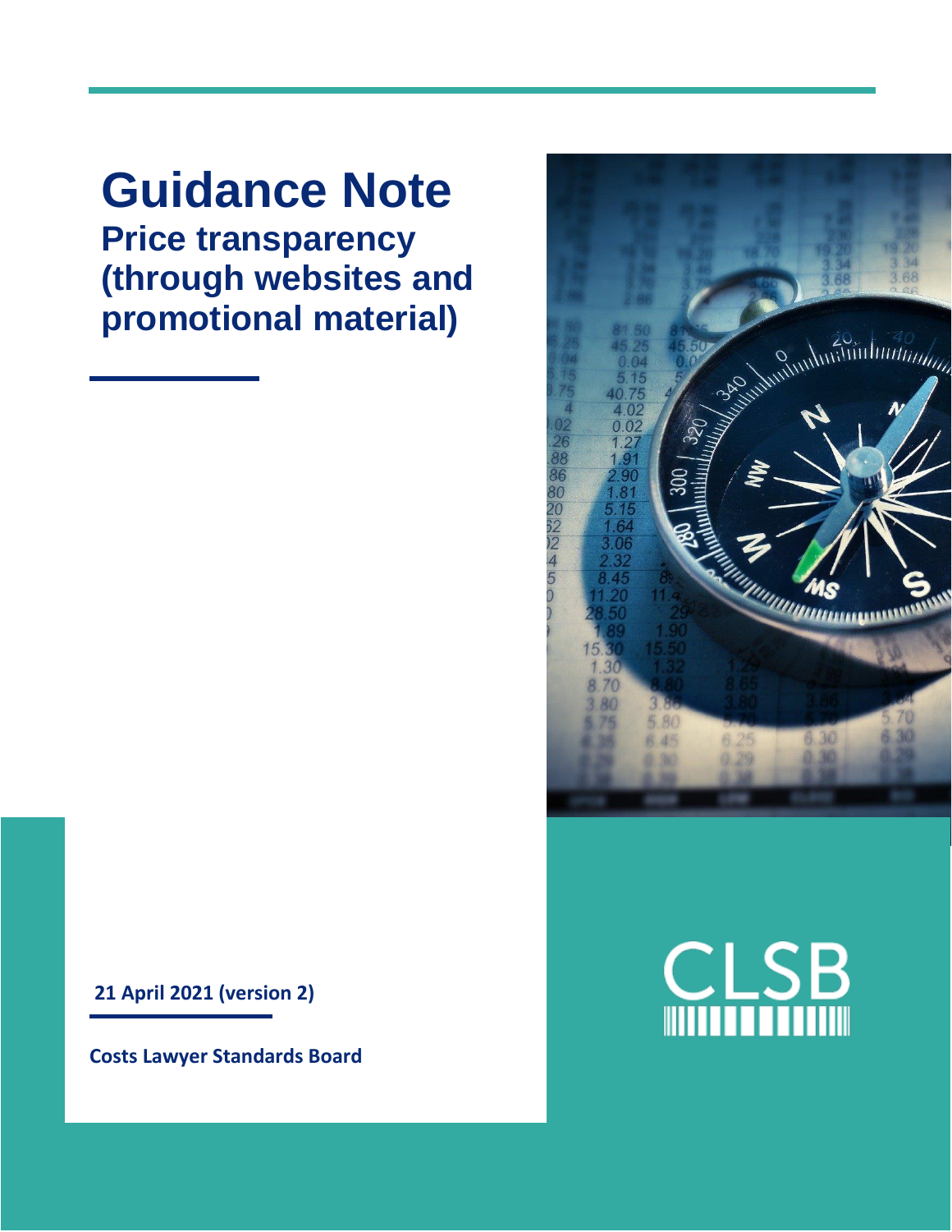# Guidance Note

## Price transparency (through websites and promotional material)

**21 April 2021 (version 2)**

**Costs Lawyer Standards Board**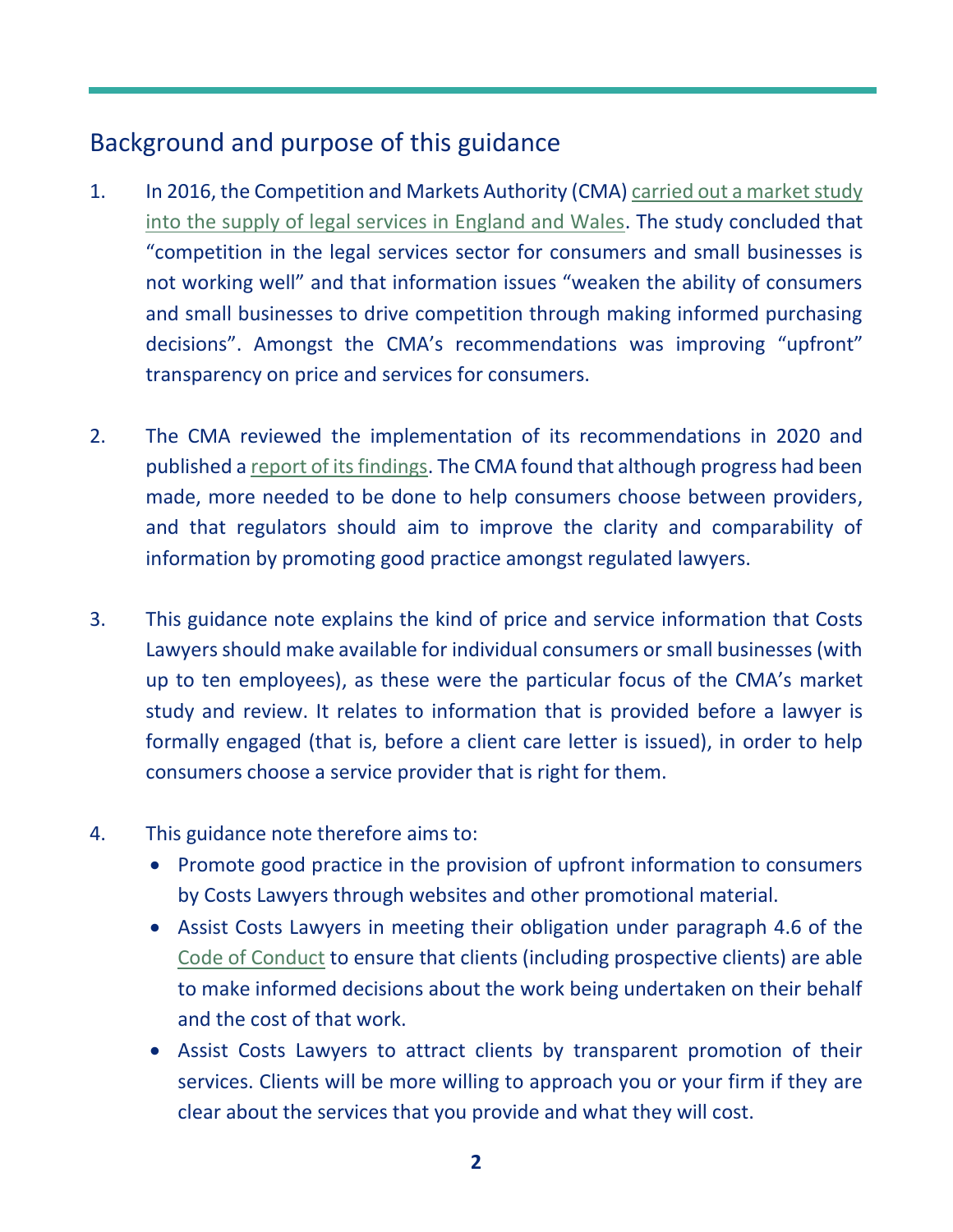## Background and purpose of this guidance

1. In 2016, the Competition and Markets Authority (CMA) carried out a market study into the supply of legal services in England and Wales. The study concluded that "competition in the legal services sector for consumers and small businesses is not working well" and that information issues "weaken the ability of consumers and small businesses to drive competition through making informed purchasing decisions". Amongst the CMA's recommendations was improving "upfront" transparency on price and services for consumers.

2. The CMA reviewed the implementation of its recommendations in 2020 and published a report of its findings. The CMA found that although progress had been made, more needed to be done to help consumers choose between providers, and that regulators should aim to improve the clarity and comparability of information by promoting good practice amongst regulated lawyers.

3. This guidance note explains the kind of price and service information that Costs Lawyers should make available for individual consumers or small businesses (with up to ten employees), as these were the particular focus of the CMA's market study and review. It relates to information that is provided before a lawyer is formally engaged (that is, before a client care letter is issued), in order to help consumers choose a service provider that is right for them.

4. This guidance note therefore aims to:
   - Promote good practice in the provision of upfront information to consumers by Costs Lawyers through websites and other promotional material.
   - Assist Costs Lawyers in meeting their obligation under paragraph 4.6 of the Code of Conduct to ensure that clients (including prospective clients) are able to make informed decisions about the work being undertaken on their behalf and the cost of that work.
   - Assist Costs Lawyers to attract clients by transparent promotion of their services. Clients will be more willing to approach you or your firm if they are clear about the services that you provide and what they will cost.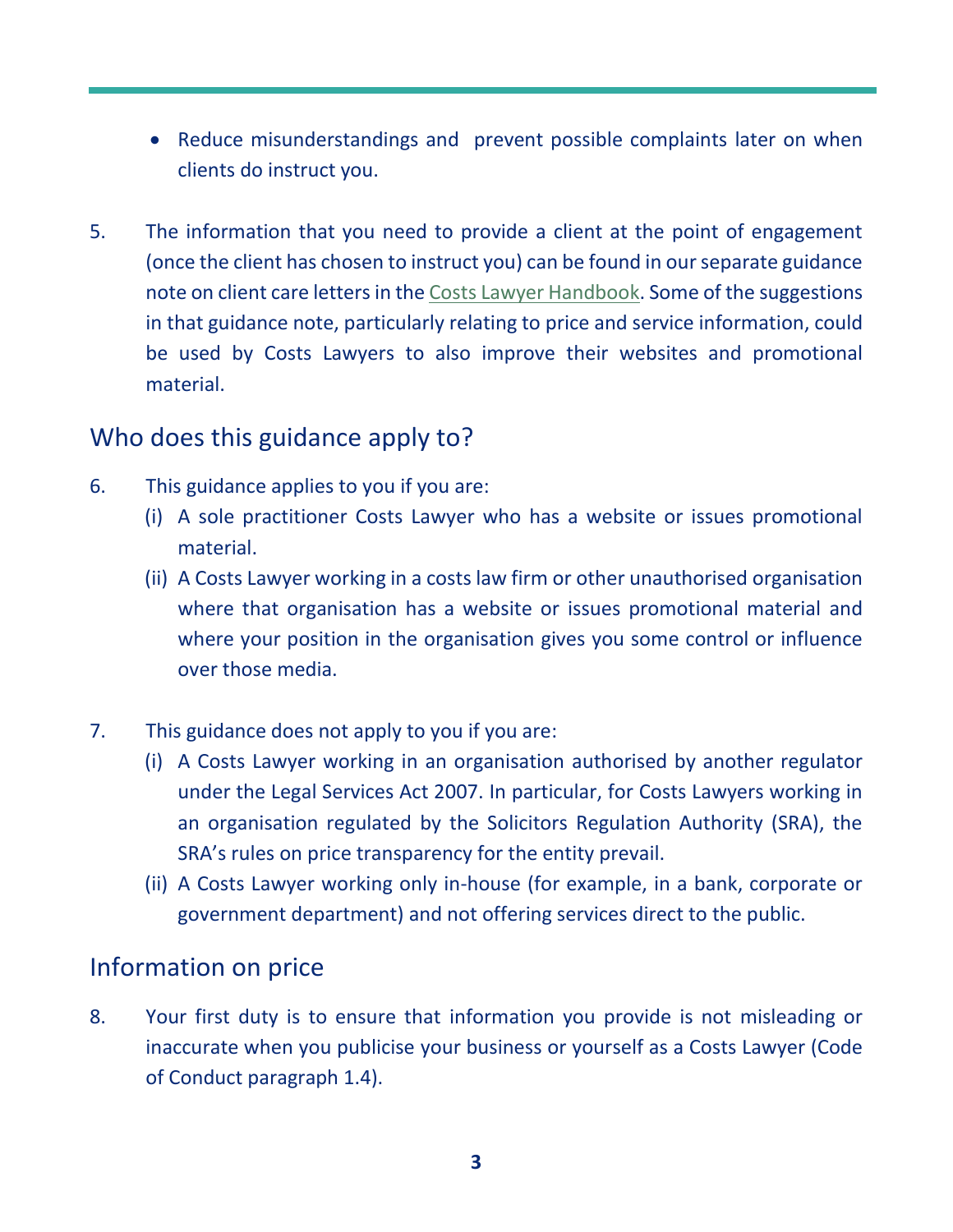- Reduce misunderstandings and prevent possible complaints later on when clients do instruct you.

5. The information that you need to provide a client at the point of engagement (once the client has chosen to instruct you) can be found in our separate guidance note on client care letters in the Costs Lawyer Handbook. Some of the suggestions in that guidance note, particularly relating to price and service information, could be used by Costs Lawyers to also improve their websites and promotional material.

## Who does this guidance apply to?

6. This guidance applies to you if you are:
   (i) A sole practitioner Costs Lawyer who has a website or issues promotional material.
   (ii) A Costs Lawyer working in a costs law firm or other unauthorised organisation where that organisation has a website or issues promotional material and where your position in the organisation gives you some control or influence over those media.

7. This guidance does not apply to you if you are:
   (i) A Costs Lawyer working in an organisation authorised by another regulator under the Legal Services Act 2007. In particular, for Costs Lawyers working in an organisation regulated by the Solicitors Regulation Authority (SRA), the SRA's rules on price transparency for the entity prevail.
   (ii) A Costs Lawyer working only in-house (for example, in a bank, corporate or government department) and not offering services direct to the public.

## Information on price

8. Your first duty is to ensure that information you provide is not misleading or inaccurate when you publicise your business or yourself as a Costs Lawyer (Code of Conduct paragraph 1.4).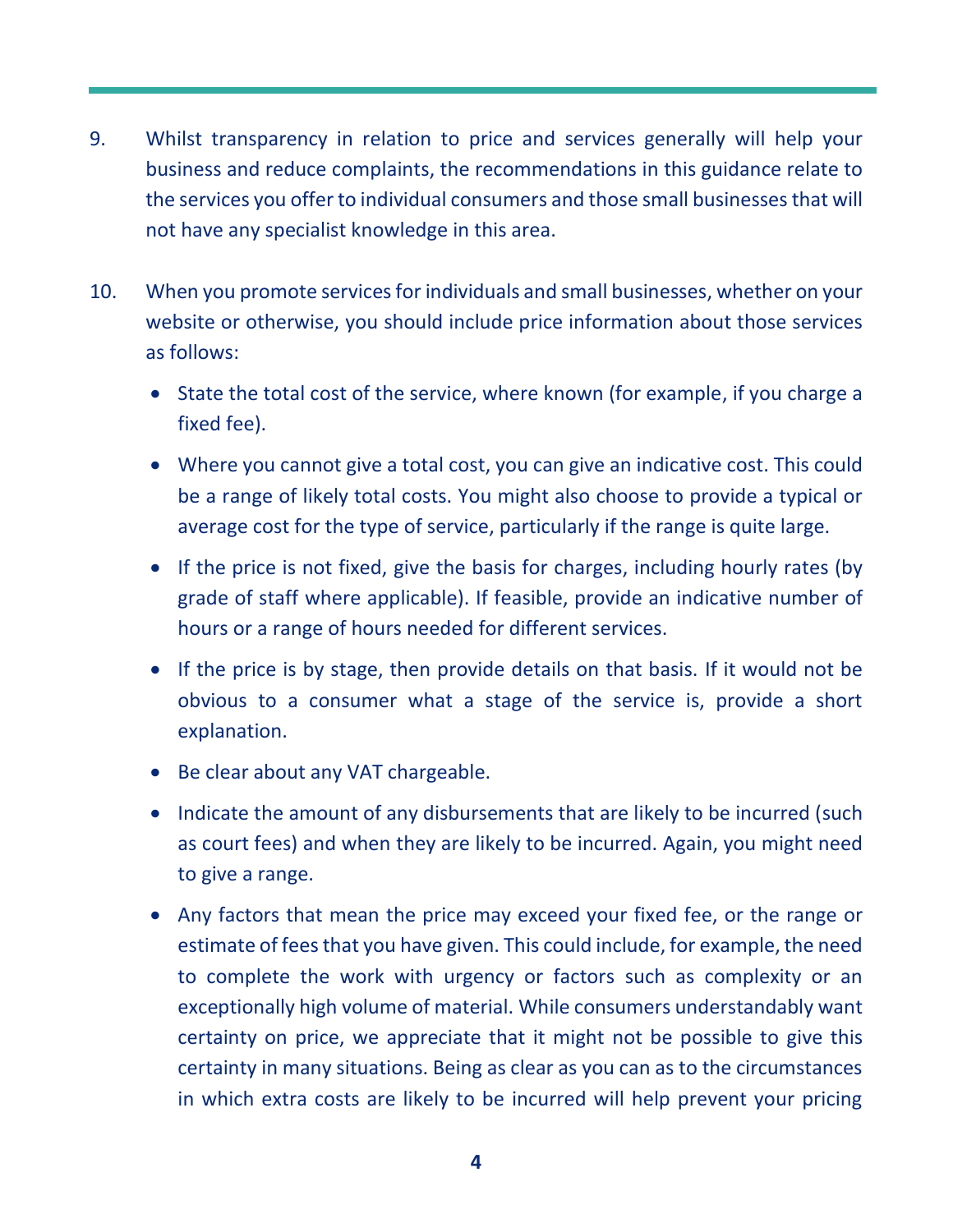9. Whilst transparency in relation to price and services generally will help your business and reduce complaints, the recommendations in this guidance relate to the services you offer to individual consumers and those small businesses that will not have any specialist knowledge in this area.

10. When you promote services for individuals and small businesses, whether on your website or otherwise, you should include price information about those services as follows:

    - State the total cost of the service, where known (for example, if you charge a fixed fee).
    - Where you cannot give a total cost, you can give an indicative cost. This could be a range of likely total costs. You might also choose to provide a typical or average cost for the type of service, particularly if the range is quite large.
    - If the price is not fixed, give the basis for charges, including hourly rates (by grade of staff where applicable). If feasible, provide an indicative number of hours or a range of hours needed for different services.
    - If the price is by stage, then provide details on that basis. If it would not be obvious to a consumer what a stage of the service is, provide a short explanation.
    - Be clear about any VAT chargeable.
    - Indicate the amount of any disbursements that are likely to be incurred (such as court fees) and when they are likely to be incurred. Again, you might need to give a range.
    - Any factors that mean the price may exceed your fixed fee, or the range or estimate of fees that you have given. This could include, for example, the need to complete the work with urgency or factors such as complexity or an exceptionally high volume of material. While consumers understandably want certainty on price, we appreciate that it might not be possible to give this certainty in many situations. Being as clear as you can as to the circumstances in which extra costs are likely to be incurred will help prevent your pricing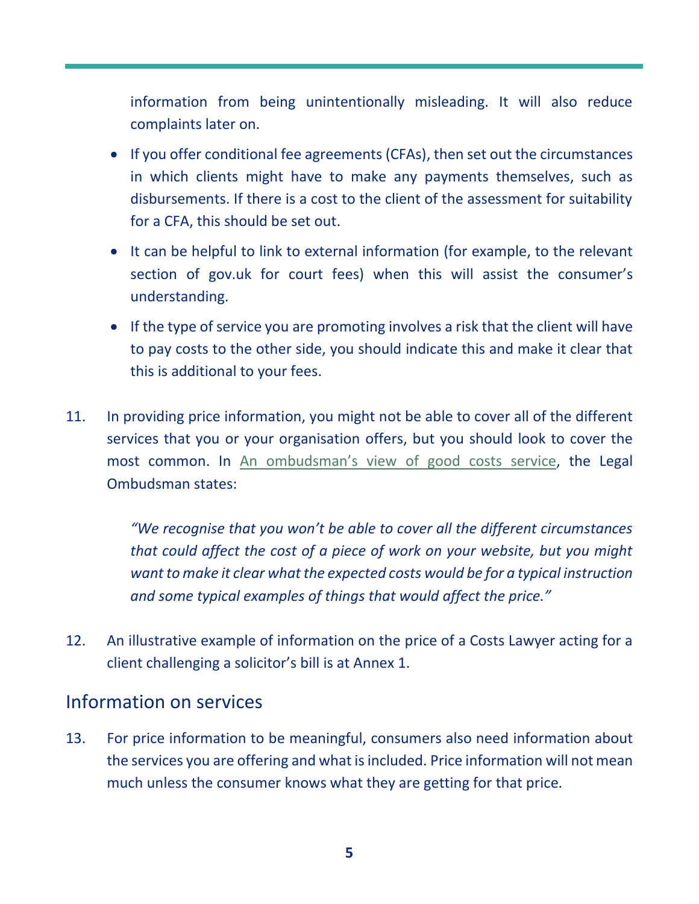information from being unintentionally misleading. It will also reduce complaints later on.

- If you offer conditional fee agreements (CFAs), then set out the circumstances in which clients might have to make any payments themselves, such as disbursements. If there is a cost to the client of the assessment for suitability for a CFA, this should be set out.
- It can be helpful to link to external information (for example, to the relevant section of gov.uk for court fees) when this will assist the consumer's understanding.
- If the type of service you are promoting involves a risk that the client will have to pay costs to the other side, you should indicate this and make it clear that this is additional to your fees.

11. In providing price information, you might not be able to cover all of the different services that you or your organisation offers, but you should look to cover the most common. In An ombudsman's view of good costs service, the Legal Ombudsman states:

> *"We recognise that you won't be able to cover all the different circumstances that could affect the cost of a piece of work on your website, but you might want to make it clear what the expected costs would be for a typical instruction and some typical examples of things that would affect the price."*

12. An illustrative example of information on the price of a Costs Lawyer acting for a client challenging a solicitor's bill is at Annex 1.

## Information on services

13. For price information to be meaningful, consumers also need information about the services you are offering and what is included. Price information will not mean much unless the consumer knows what they are getting for that price.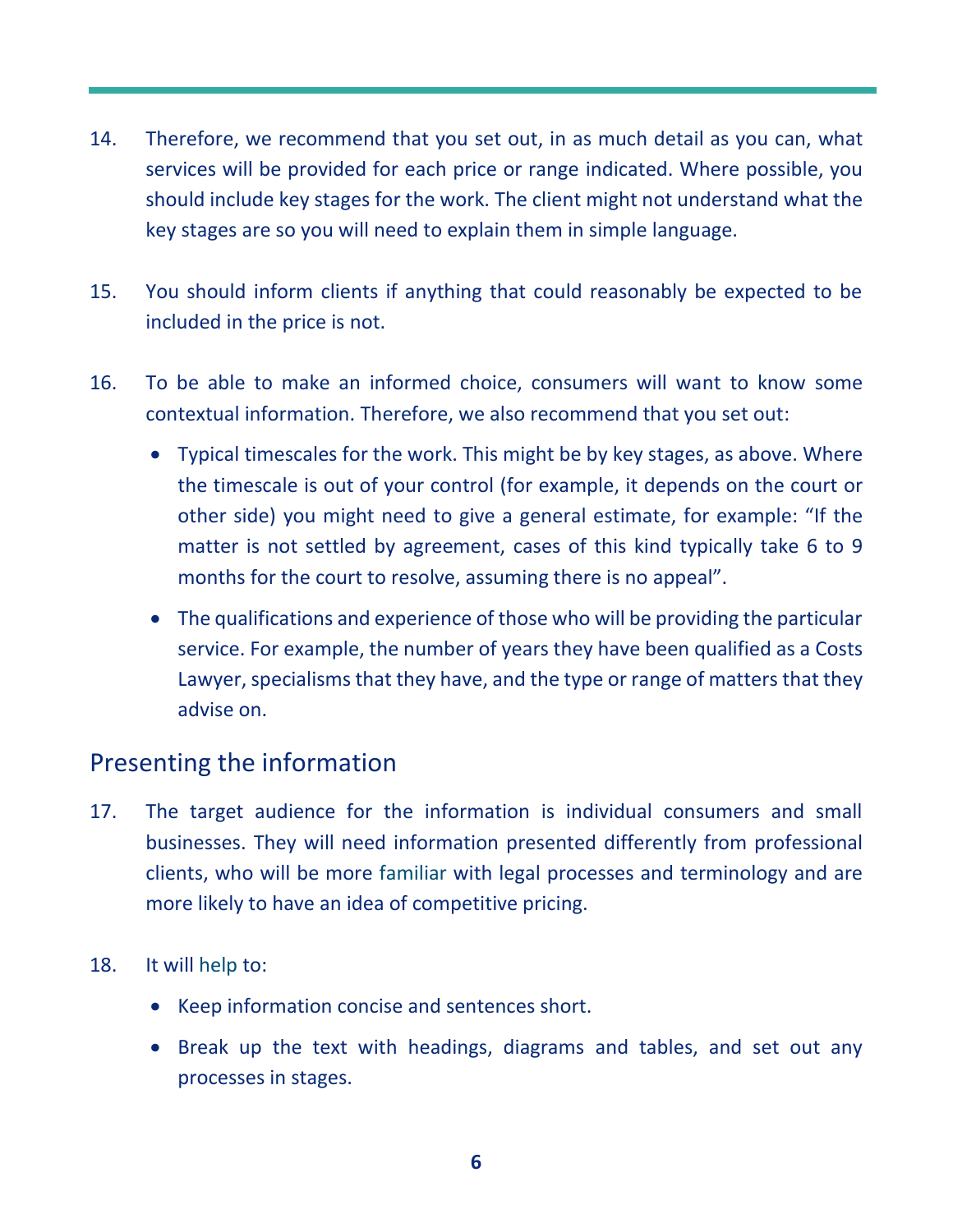14. Therefore, we recommend that you set out, in as much detail as you can, what services will be provided for each price or range indicated. Where possible, you should include key stages for the work. The client might not understand what the key stages are so you will need to explain them in simple language.

15. You should inform clients if anything that could reasonably be expected to be included in the price is not.

16. To be able to make an informed choice, consumers will want to know some contextual information. Therefore, we also recommend that you set out:

    - Typical timescales for the work. This might be by key stages, as above. Where the timescale is out of your control (for example, it depends on the court or other side) you might need to give a general estimate, for example: "If the matter is not settled by agreement, cases of this kind typically take 6 to 9 months for the court to resolve, assuming there is no appeal".
    - The qualifications and experience of those who will be providing the particular service. For example, the number of years they have been qualified as a Costs Lawyer, specialisms that they have, and the type or range of matters that they advise on.

## Presenting the information

17. The target audience for the information is individual consumers and small businesses. They will need information presented differently from professional clients, who will be more familiar with legal processes and terminology and are more likely to have an idea of competitive pricing.

18. It will help to:

    - Keep information concise and sentences short.
    - Break up the text with headings, diagrams and tables, and set out any processes in stages.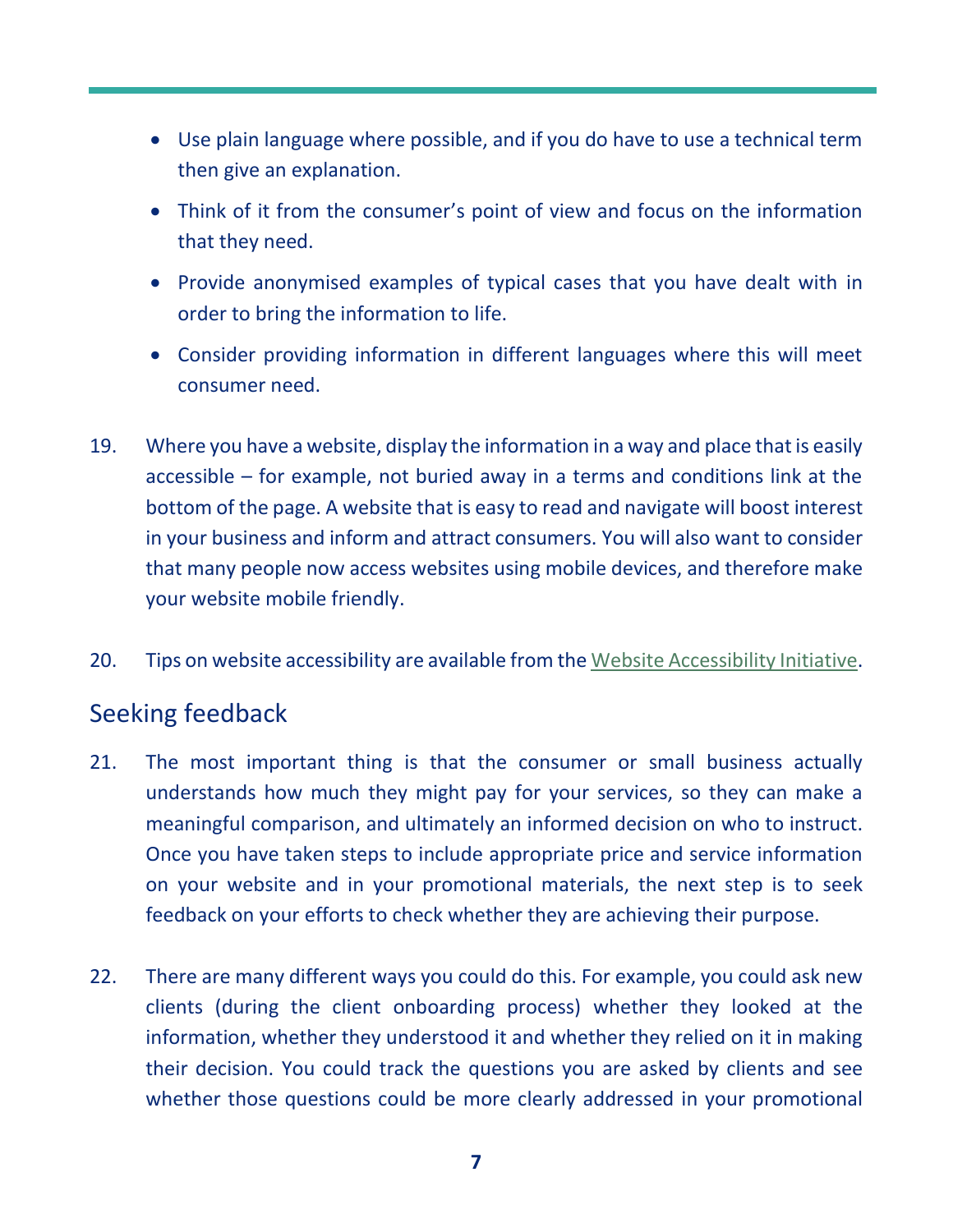- Use plain language where possible, and if you do have to use a technical term then give an explanation.
- Think of it from the consumer's point of view and focus on the information that they need.
- Provide anonymised examples of typical cases that you have dealt with in order to bring the information to life.
- Consider providing information in different languages where this will meet consumer need.

19. Where you have a website, display the information in a way and place that is easily accessible – for example, not buried away in a terms and conditions link at the bottom of the page. A website that is easy to read and navigate will boost interest in your business and inform and attract consumers. You will also want to consider that many people now access websites using mobile devices, and therefore make your website mobile friendly.

20. Tips on website accessibility are available from the Website Accessibility Initiative.

## Seeking feedback

21. The most important thing is that the consumer or small business actually understands how much they might pay for your services, so they can make a meaningful comparison, and ultimately an informed decision on who to instruct. Once you have taken steps to include appropriate price and service information on your website and in your promotional materials, the next step is to seek feedback on your efforts to check whether they are achieving their purpose.

22. There are many different ways you could do this. For example, you could ask new clients (during the client onboarding process) whether they looked at the information, whether they understood it and whether they relied on it in making their decision. You could track the questions you are asked by clients and see whether those questions could be more clearly addressed in your promotional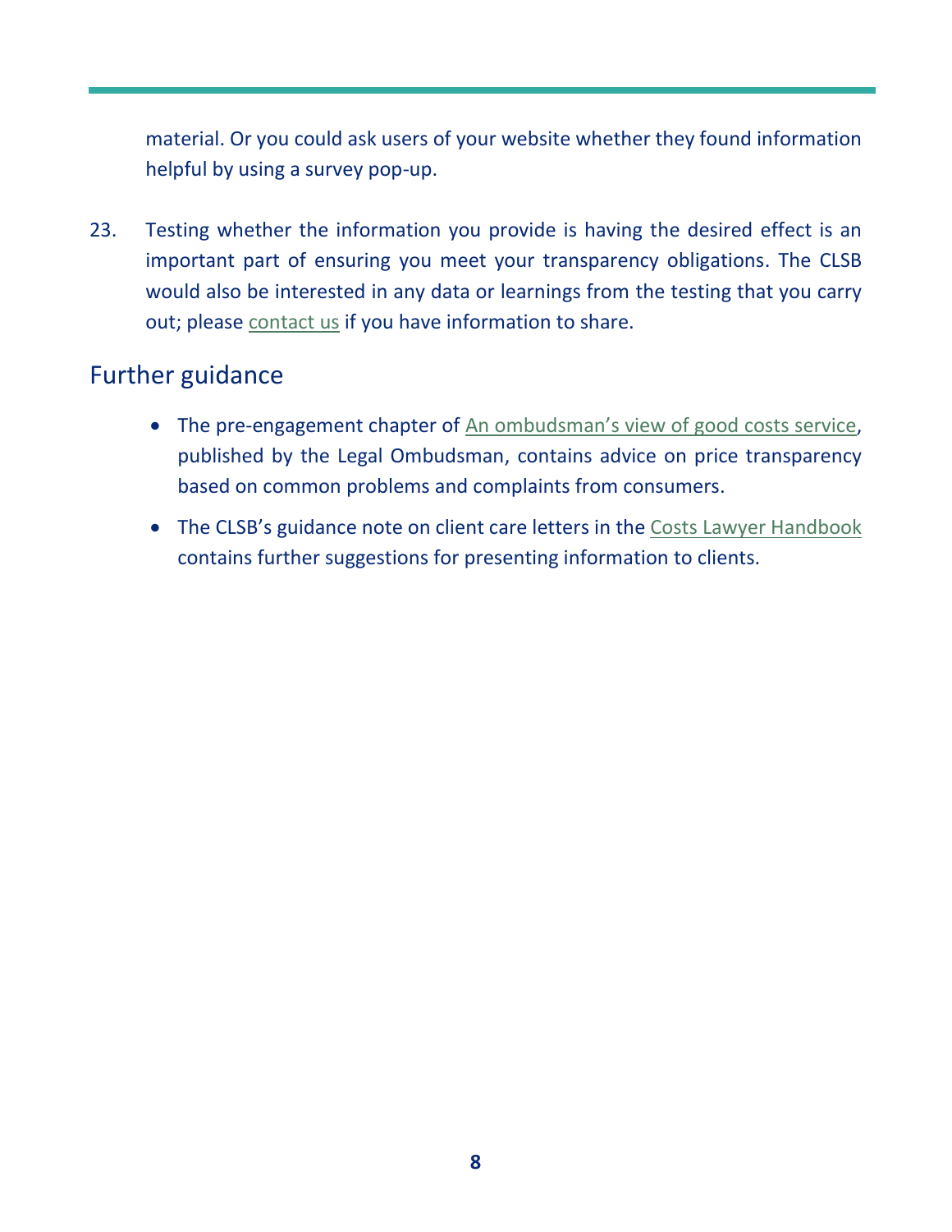material. Or you could ask users of your website whether they found information helpful by using a survey pop-up.

23. Testing whether the information you provide is having the desired effect is an important part of ensuring you meet your transparency obligations. The CLSB would also be interested in any data or learnings from the testing that you carry out; please contact us if you have information to share.

## Further guidance

- The pre-engagement chapter of An ombudsman's view of good costs service, published by the Legal Ombudsman, contains advice on price transparency based on common problems and complaints from consumers.
- The CLSB's guidance note on client care letters in the Costs Lawyer Handbook contains further suggestions for presenting information to clients.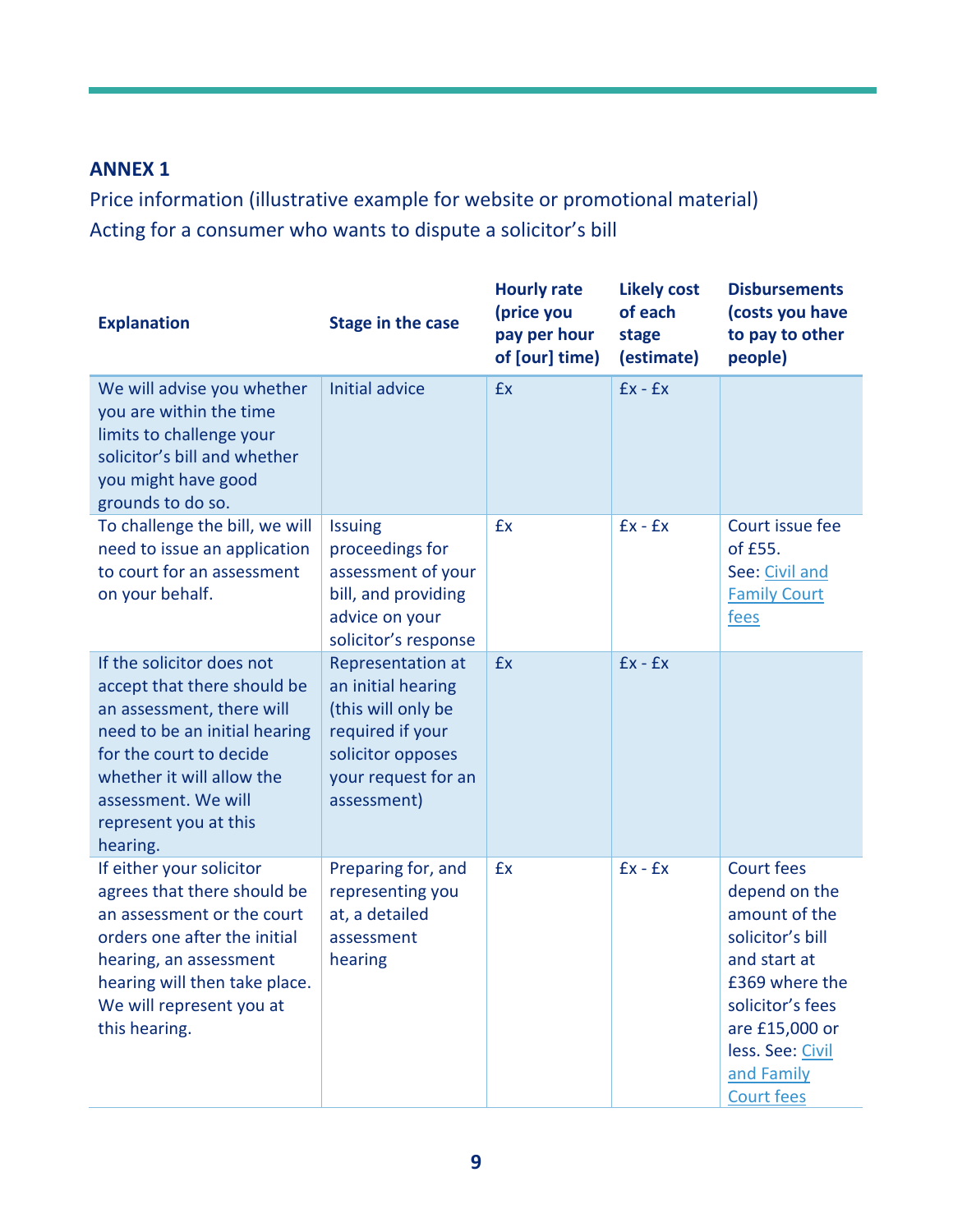## ANNEX 1

Price information (illustrative example for website or promotional material)

Acting for a consumer who wants to dispute a solicitor's bill

| Explanation | Stage in the case | Hourly rate (price you pay per hour of [our] time) | Likely cost of each stage (estimate) | Disbursements (costs you have to pay to other people) |
|---|---|---|---|---|
| We will advise you whether you are within the time limits to challenge your solicitor's bill and whether you might have good grounds to do so. | Initial advice | £x | £x - £x | |
| To challenge the bill, we will need to issue an application to court for an assessment on your behalf. | Issuing proceedings for assessment of your bill, and providing advice on your solicitor's response | £x | £x - £x | Court issue fee of £55. See: Civil and Family Court fees |
| If the solicitor does not accept that there should be an assessment, there will need to be an initial hearing for the court to decide whether it will allow the assessment. We will represent you at this hearing. | Representation at an initial hearing (this will only be required if your solicitor opposes your request for an assessment) | £x | £x - £x | |
| If either your solicitor agrees that there should be an assessment or the court orders one after the initial hearing, an assessment hearing will then take place. We will represent you at this hearing. | Preparing for, and representing you at, a detailed assessment hearing | £x | £x - £x | Court fees depend on the amount of the solicitor's bill and start at £369 where the solicitor's fees are £15,000 or less. See: Civil and Family Court fees |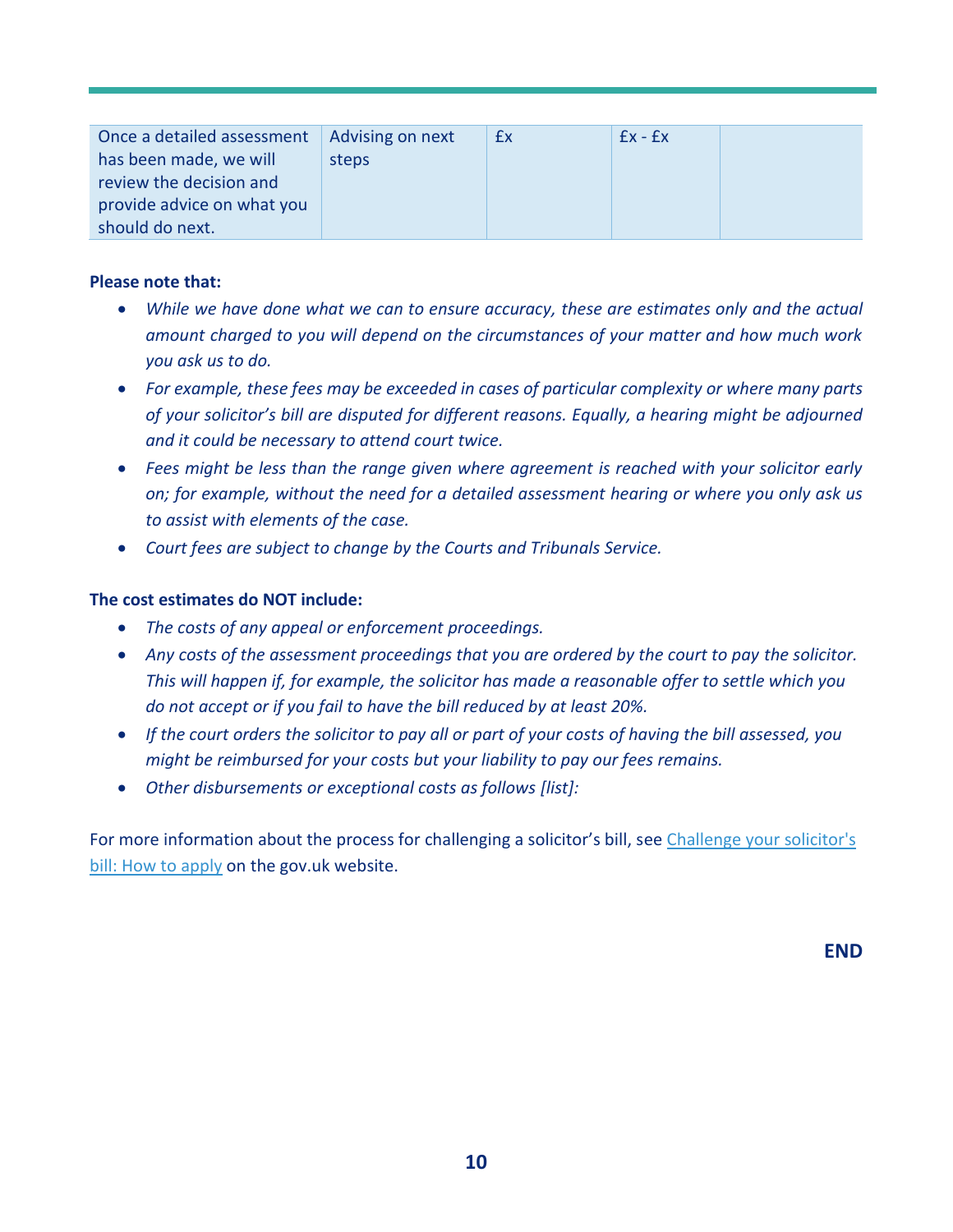| | | | | |
|---|---|---|---|---|
| Once a detailed assessment has been made, we will review the decision and provide advice on what you should do next. | Advising on next steps | £x | £x - £x | |

**Please note that:**

- *While we have done what we can to ensure accuracy, these are estimates only and the actual amount charged to you will depend on the circumstances of your matter and how much work you ask us to do.*
- *For example, these fees may be exceeded in cases of particular complexity or where many parts of your solicitor's bill are disputed for different reasons. Equally, a hearing might be adjourned and it could be necessary to attend court twice.*
- *Fees might be less than the range given where agreement is reached with your solicitor early on; for example, without the need for a detailed assessment hearing or where you only ask us to assist with elements of the case.*
- *Court fees are subject to change by the Courts and Tribunals Service.*

**The cost estimates do NOT include:**

- *The costs of any appeal or enforcement proceedings.*
- *Any costs of the assessment proceedings that you are ordered by the court to pay the solicitor. This will happen if, for example, the solicitor has made a reasonable offer to settle which you do not accept or if you fail to have the bill reduced by at least 20%.*
- *If the court orders the solicitor to pay all or part of your costs of having the bill assessed, you might be reimbursed for your costs but your liability to pay our fees remains.*
- *Other disbursements or exceptional costs as follows [list]:*

For more information about the process for challenging a solicitor's bill, see [Challenge your solicitor's bill: How to apply]() on the gov.uk website.

**END**